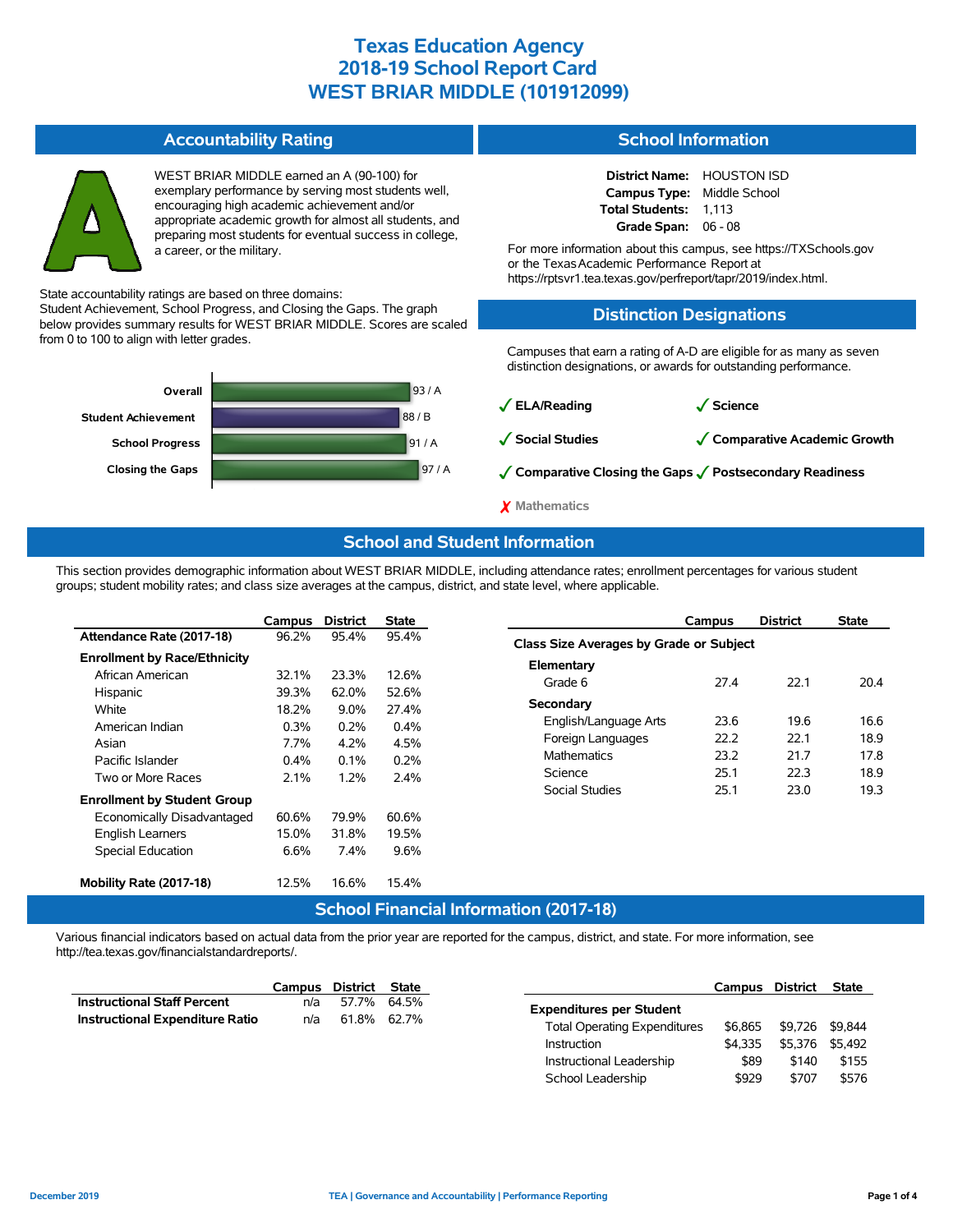# Texas Education Agency
# 2018-19 School Report Card
# WEST BRIAR MIDDLE (101912099)

## Accountability Rating

WEST BRIAR MIDDLE earned an A (90-100) for exemplary performance by serving most students well, encouraging high academic achievement and/or appropriate academic growth for almost all students, and preparing most students for eventual success in college, a career, or the military.

State accountability ratings are based on three domains: Student Achievement, School Progress, and Closing the Gaps. The graph below provides summary results for WEST BRIAR MIDDLE. Scores are scaled from 0 to 100 to align with letter grades.

| Domain | Score / Grade |
|---|---|
| Overall | 93 / A |
| Student Achievement | 88 / B |
| School Progress | 91 / A |
| Closing the Gaps | 97 / A |

## School Information

**District Name:** HOUSTON ISD
**Campus Type:** Middle School
**Total Students:** 1,113
**Grade Span:** 06 - 08

For more information about this campus, see https://TXSchools.gov or the Texas Academic Performance Report at https://rptsvr1.tea.texas.gov/perfreport/tapr/2019/index.html.

## Distinction Designations

Campuses that earn a rating of A-D are eligible for as many as seven distinction designations, or awards for outstanding performance.

- ✓ ELA/Reading
- ✓ Science
- ✓ Social Studies
- ✓ Comparative Academic Growth
- ✓ Comparative Closing the Gaps
- ✓ Postsecondary Readiness
- ✗ Mathematics

## School and Student Information

This section provides demographic information about WEST BRIAR MIDDLE, including attendance rates; enrollment percentages for various student groups; student mobility rates; and class size averages at the campus, district, and state level, where applicable.

| | Campus | District | State |
|---|---|---|---|
| **Attendance Rate (2017-18)** | 96.2% | 95.4% | 95.4% |
| **Enrollment by Race/Ethnicity** | | | |
| African American | 32.1% | 23.3% | 12.6% |
| Hispanic | 39.3% | 62.0% | 52.6% |
| White | 18.2% | 9.0% | 27.4% |
| American Indian | 0.3% | 0.2% | 0.4% |
| Asian | 7.7% | 4.2% | 4.5% |
| Pacific Islander | 0.4% | 0.1% | 0.2% |
| Two or More Races | 2.1% | 1.2% | 2.4% |
| **Enrollment by Student Group** | | | |
| Economically Disadvantaged | 60.6% | 79.9% | 60.6% |
| English Learners | 15.0% | 31.8% | 19.5% |
| Special Education | 6.6% | 7.4% | 9.6% |
| **Mobility Rate (2017-18)** | 12.5% | 16.6% | 15.4% |

| | Campus | District | State |
|---|---|---|---|
| **Class Size Averages by Grade or Subject** | | | |
| **Elementary** | | | |
| Grade 6 | 27.4 | 22.1 | 20.4 |
| **Secondary** | | | |
| English/Language Arts | 23.6 | 19.6 | 16.6 |
| Foreign Languages | 22.2 | 22.1 | 18.9 |
| Mathematics | 23.2 | 21.7 | 17.8 |
| Science | 25.1 | 22.3 | 18.9 |
| Social Studies | 25.1 | 23.0 | 19.3 |

## School Financial Information (2017-18)

Various financial indicators based on actual data from the prior year are reported for the campus, district, and state. For more information, see http://tea.texas.gov/financialstandardreports/.

| | Campus | District | State |
|---|---|---|---|
| **Instructional Staff Percent** | n/a | 57.7% | 64.5% |
| **Instructional Expenditure Ratio** | n/a | 61.8% | 62.7% |

| | Campus | District | State |
|---|---|---|---|
| **Expenditures per Student** | | | |
| Total Operating Expenditures | $6,865 | $9,726 | $9,844 |
| Instruction | $4,335 | $5,376 | $5,492 |
| Instructional Leadership | $89 | $140 | $155 |
| School Leadership | $929 | $707 | $576 |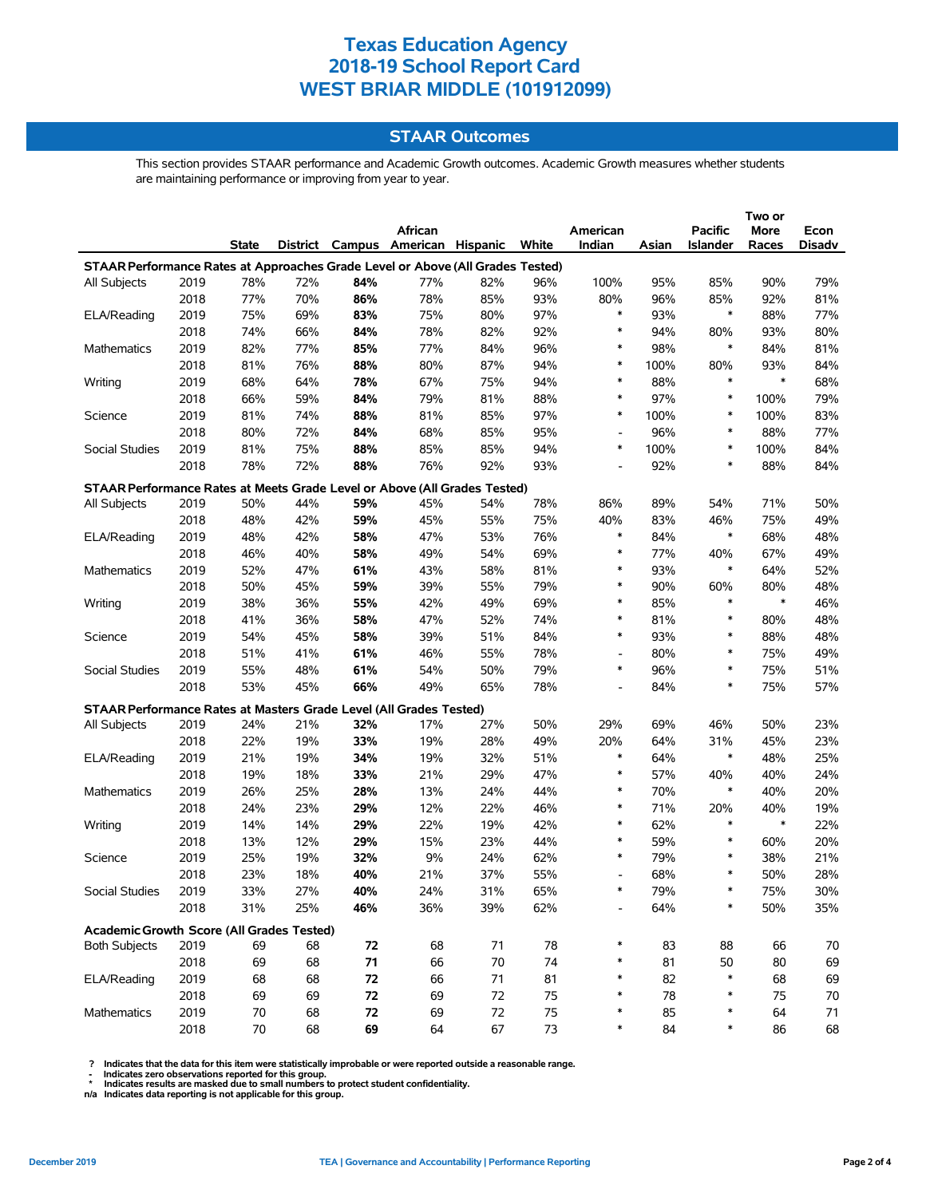# Texas Education Agency
# 2018-19 School Report Card
# WEST BRIAR MIDDLE (101912099)

## STAAR Outcomes

This section provides STAAR performance and Academic Growth outcomes. Academic Growth measures whether students are maintaining performance or improving from year to year.

| | | State | District | Campus | African American | Hispanic | White | American Indian | Asian | Pacific Islander | Two or More Races | Econ Disadv |
|---|---|---|---|---|---|---|---|---|---|---|---|---|
| **STAAR Performance Rates at Approaches Grade Level or Above (All Grades Tested)** | | | | | | | | | | | | |
| All Subjects | 2019 | 78% | 72% | **84%** | 77% | 82% | 96% | 100% | 95% | 85% | 90% | 79% |
| | 2018 | 77% | 70% | **86%** | 78% | 85% | 93% | 80% | 96% | 85% | 92% | 81% |
| ELA/Reading | 2019 | 75% | 69% | **83%** | 75% | 80% | 97% | * | 93% | * | 88% | 77% |
| | 2018 | 74% | 66% | **84%** | 78% | 82% | 92% | * | 94% | 80% | 93% | 80% |
| Mathematics | 2019 | 82% | 77% | **85%** | 77% | 84% | 96% | * | 98% | * | 84% | 81% |
| | 2018 | 81% | 76% | **88%** | 80% | 87% | 94% | * | 100% | 80% | 93% | 84% |
| Writing | 2019 | 68% | 64% | **78%** | 67% | 75% | 94% | * | 88% | * | * | 68% |
| | 2018 | 66% | 59% | **84%** | 79% | 81% | 88% | * | 97% | * | 100% | 79% |
| Science | 2019 | 81% | 74% | **88%** | 81% | 85% | 97% | * | 100% | * | 100% | 83% |
| | 2018 | 80% | 72% | **84%** | 68% | 85% | 95% | - | 96% | * | 88% | 77% |
| Social Studies | 2019 | 81% | 75% | **88%** | 85% | 85% | 94% | * | 100% | * | 100% | 84% |
| | 2018 | 78% | 72% | **88%** | 76% | 92% | 93% | - | 92% | * | 88% | 84% |
| **STAAR Performance Rates at Meets Grade Level or Above (All Grades Tested)** | | | | | | | | | | | | |
| All Subjects | 2019 | 50% | 44% | **59%** | 45% | 54% | 78% | 86% | 89% | 54% | 71% | 50% |
| | 2018 | 48% | 42% | **59%** | 45% | 55% | 75% | 40% | 83% | 46% | 75% | 49% |
| ELA/Reading | 2019 | 48% | 42% | **58%** | 47% | 53% | 76% | * | 84% | * | 68% | 48% |
| | 2018 | 46% | 40% | **58%** | 49% | 54% | 69% | * | 77% | 40% | 67% | 49% |
| Mathematics | 2019 | 52% | 47% | **61%** | 43% | 58% | 81% | * | 93% | * | 64% | 52% |
| | 2018 | 50% | 45% | **59%** | 39% | 55% | 79% | * | 90% | 60% | 80% | 48% |
| Writing | 2019 | 38% | 36% | **55%** | 42% | 49% | 69% | * | 85% | * | * | 46% |
| | 2018 | 41% | 36% | **58%** | 47% | 52% | 74% | * | 81% | * | 80% | 48% |
| Science | 2019 | 54% | 45% | **58%** | 39% | 51% | 84% | * | 93% | * | 88% | 48% |
| | 2018 | 51% | 41% | **61%** | 46% | 55% | 78% | - | 80% | * | 75% | 49% |
| Social Studies | 2019 | 55% | 48% | **61%** | 54% | 50% | 79% | * | 96% | * | 75% | 51% |
| | 2018 | 53% | 45% | **66%** | 49% | 65% | 78% | - | 84% | * | 75% | 57% |
| **STAAR Performance Rates at Masters Grade Level (All Grades Tested)** | | | | | | | | | | | | |
| All Subjects | 2019 | 24% | 21% | **32%** | 17% | 27% | 50% | 29% | 69% | 46% | 50% | 23% |
| | 2018 | 22% | 19% | **33%** | 19% | 28% | 49% | 20% | 64% | 31% | 45% | 23% |
| ELA/Reading | 2019 | 21% | 19% | **34%** | 19% | 32% | 51% | * | 64% | * | 48% | 25% |
| | 2018 | 19% | 18% | **33%** | 21% | 29% | 47% | * | 57% | 40% | 40% | 24% |
| Mathematics | 2019 | 26% | 25% | **28%** | 13% | 24% | 44% | * | 70% | * | 40% | 20% |
| | 2018 | 24% | 23% | **29%** | 12% | 22% | 46% | * | 71% | 20% | 40% | 19% |
| Writing | 2019 | 14% | 14% | **29%** | 22% | 19% | 42% | * | 62% | * | * | 22% |
| | 2018 | 13% | 12% | **29%** | 15% | 23% | 44% | * | 59% | * | 60% | 20% |
| Science | 2019 | 25% | 19% | **32%** | 9% | 24% | 62% | * | 79% | * | 38% | 21% |
| | 2018 | 23% | 18% | **40%** | 21% | 37% | 55% | - | 68% | * | 50% | 28% |
| Social Studies | 2019 | 33% | 27% | **40%** | 24% | 31% | 65% | * | 79% | * | 75% | 30% |
| | 2018 | 31% | 25% | **46%** | 36% | 39% | 62% | - | 64% | * | 50% | 35% |
| **Academic Growth Score (All Grades Tested)** | | | | | | | | | | | | |
| Both Subjects | 2019 | 69 | 68 | **72** | 68 | 71 | 78 | * | 83 | 88 | 66 | 70 |
| | 2018 | 69 | 68 | **71** | 66 | 70 | 74 | * | 81 | 50 | 80 | 69 |
| ELA/Reading | 2019 | 68 | 68 | **72** | 66 | 71 | 81 | * | 82 | * | 68 | 69 |
| | 2018 | 69 | 69 | **72** | 69 | 72 | 75 | * | 78 | * | 75 | 70 |
| Mathematics | 2019 | 70 | 68 | **72** | 69 | 72 | 75 | * | 85 | * | 64 | 71 |
| | 2018 | 70 | 68 | **69** | 64 | 67 | 73 | * | 84 | * | 86 | 68 |

**?** Indicates that the data for this item were statistically improbable or were reported outside a reasonable range.
**-** Indicates zero observations reported for this group.
**\*** Indicates results are masked due to small numbers to protect student confidentiality.
**n/a** Indicates data reporting is not applicable for this group.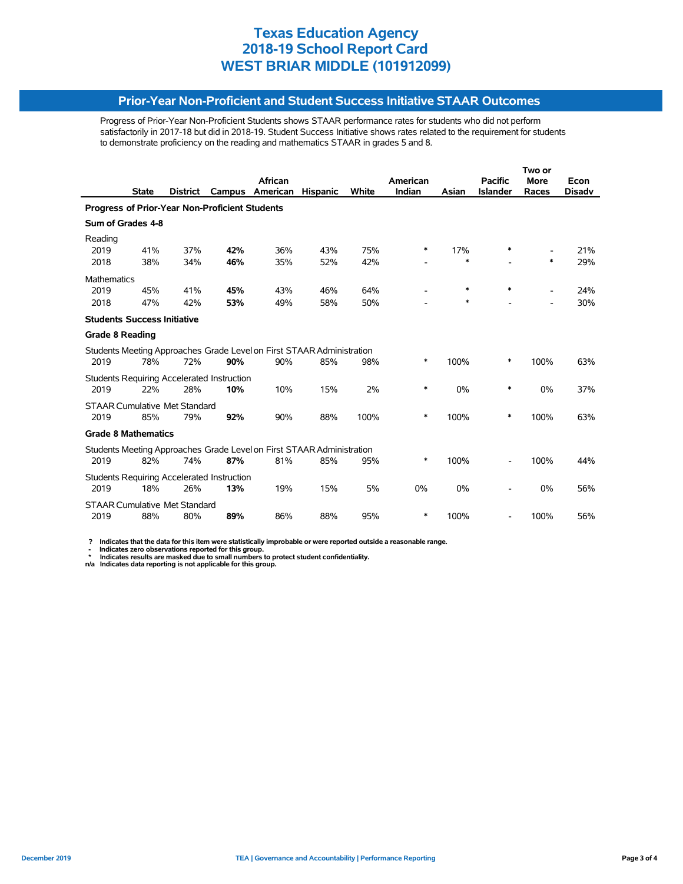# Texas Education Agency
# 2018-19 School Report Card
# WEST BRIAR MIDDLE (101912099)

## Prior-Year Non-Proficient and Student Success Initiative STAAR Outcomes

Progress of Prior-Year Non-Proficient Students shows STAAR performance rates for students who did not perform satisfactorily in 2017-18 but did in 2018-19. Student Success Initiative shows rates related to the requirement for students to demonstrate proficiency on the reading and mathematics STAAR in grades 5 and 8.

| | State | District | Campus | African American | Hispanic | White | American Indian | Asian | Pacific Islander | Two or More Races | Econ Disadv |
|---|---|---|---|---|---|---|---|---|---|---|---|
| **Progress of Prior-Year Non-Proficient Students** | | | | | | | | | | | |
| **Sum of Grades 4-8** | | | | | | | | | | | |
| Reading | | | | | | | | | | | |
| 2019 | 41% | 37% | **42%** | 36% | 43% | 75% | * | 17% | * | - | 21% |
| 2018 | 38% | 34% | **46%** | 35% | 52% | 42% | - | * | - | * | 29% |
| Mathematics | | | | | | | | | | | |
| 2019 | 45% | 41% | **45%** | 43% | 46% | 64% | - | * | * | - | 24% |
| 2018 | 47% | 42% | **53%** | 49% | 58% | 50% | - | * | - | - | 30% |
| **Students Success Initiative** | | | | | | | | | | | |
| **Grade 8 Reading** | | | | | | | | | | | |
| Students Meeting Approaches Grade Level on First STAAR Administration | | | | | | | | | | | |
| 2019 | 78% | 72% | **90%** | 90% | 85% | 98% | * | 100% | * | 100% | 63% |
| Students Requiring Accelerated Instruction | | | | | | | | | | | |
| 2019 | 22% | 28% | **10%** | 10% | 15% | 2% | * | 0% | * | 0% | 37% |
| STAAR Cumulative Met Standard | | | | | | | | | | | |
| 2019 | 85% | 79% | **92%** | 90% | 88% | 100% | * | 100% | * | 100% | 63% |
| **Grade 8 Mathematics** | | | | | | | | | | | |
| Students Meeting Approaches Grade Level on First STAAR Administration | | | | | | | | | | | |
| 2019 | 82% | 74% | **87%** | 81% | 85% | 95% | * | 100% | - | 100% | 44% |
| Students Requiring Accelerated Instruction | | | | | | | | | | | |
| 2019 | 18% | 26% | **13%** | 19% | 15% | 5% | 0% | 0% | - | 0% | 56% |
| STAAR Cumulative Met Standard | | | | | | | | | | | |
| 2019 | 88% | 80% | **89%** | 86% | 88% | 95% | * | 100% | - | 100% | 56% |

**?** Indicates that the data for this item were statistically improbable or were reported outside a reasonable range.
**-** Indicates zero observations reported for this group.
**\*** Indicates results are masked due to small numbers to protect student confidentiality.
**n/a** Indicates data reporting is not applicable for this group.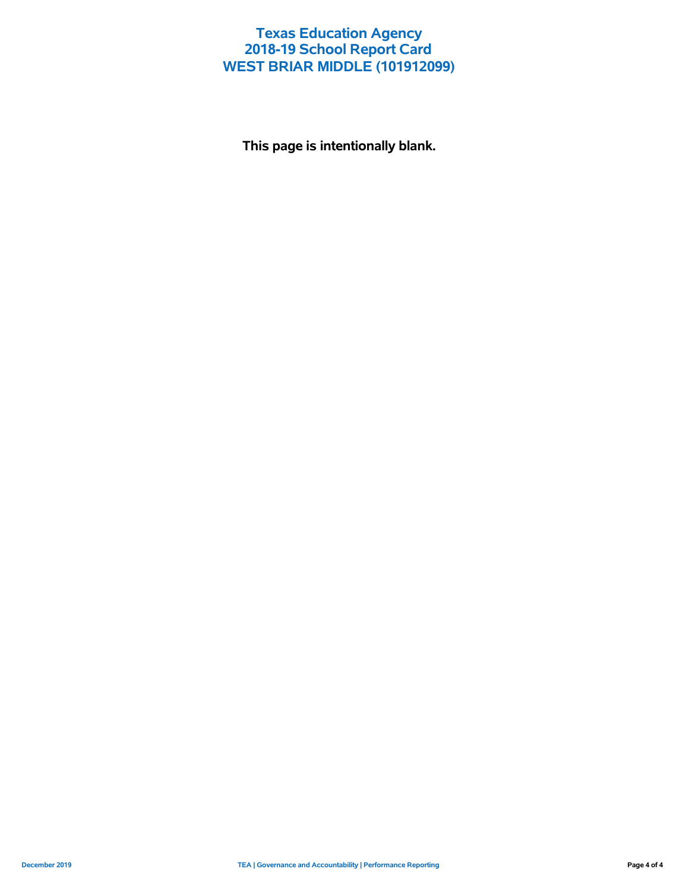# Texas Education Agency
# 2018-19 School Report Card
# WEST BRIAR MIDDLE (101912099)

**This page is intentionally blank.**